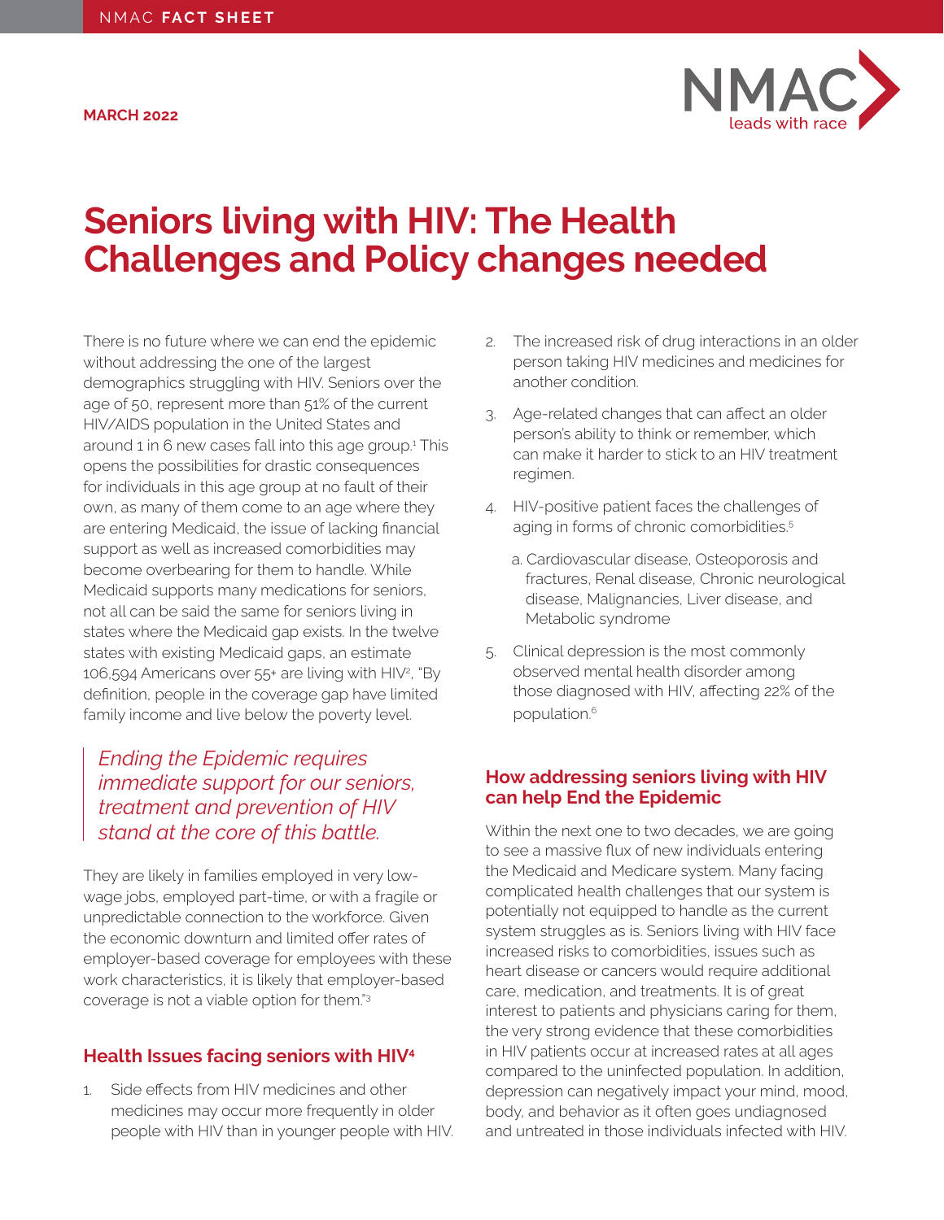NMAC **FACT SHEET**

**MARCH 2022**

# Seniors living with HIV: The Health Challenges and Policy changes needed

There is no future where we can end the epidemic without addressing the one of the largest demographics struggling with HIV. Seniors over the age of 50, represent more than 51% of the current HIV/AIDS population in the United States and around 1 in 6 new cases fall into this age group.[1] This opens the possibilities for drastic consequences for individuals in this age group at no fault of their own, as many of them come to an age where they are entering Medicaid, the issue of lacking financial support as well as increased comorbidities may become overbearing for them to handle. While Medicaid supports many medications for seniors, not all can be said the same for seniors living in states where the Medicaid gap exists. In the twelve states with existing Medicaid gaps, an estimate 106,594 Americans over 55+ are living with HIV[2], "By definition, people in the coverage gap have limited family income and live below the poverty level.

> *Ending the Epidemic requires immediate support for our seniors, treatment and prevention of HIV stand at the core of this battle.*

They are likely in families employed in very low-wage jobs, employed part-time, or with a fragile or unpredictable connection to the workforce. Given the economic downturn and limited offer rates of employer-based coverage for employees with these work characteristics, it is likely that employer-based coverage is not a viable option for them."[3]

## Health Issues facing seniors with HIV[4]

1. Side effects from HIV medicines and other medicines may occur more frequently in older people with HIV than in younger people with HIV.
2. The increased risk of drug interactions in an older person taking HIV medicines and medicines for another condition.
3. Age-related changes that can affect an older person's ability to think or remember, which can make it harder to stick to an HIV treatment regimen.
4. HIV-positive patient faces the challenges of aging in forms of chronic comorbidities.[5]
   a. Cardiovascular disease, Osteoporosis and fractures, Renal disease, Chronic neurological disease, Malignancies, Liver disease, and Metabolic syndrome
5. Clinical depression is the most commonly observed mental health disorder among those diagnosed with HIV, affecting 22% of the population.[6]

## How addressing seniors living with HIV can help End the Epidemic

Within the next one to two decades, we are going to see a massive flux of new individuals entering the Medicaid and Medicare system. Many facing complicated health challenges that our system is potentially not equipped to handle as the current system struggles as is. Seniors living with HIV face increased risks to comorbidities, issues such as heart disease or cancers would require additional care, medication, and treatments. It is of great interest to patients and physicians caring for them, the very strong evidence that these comorbidities in HIV patients occur at increased rates at all ages compared to the uninfected population. In addition, depression can negatively impact your mind, mood, body, and behavior as it often goes undiagnosed and untreated in those individuals infected with HIV.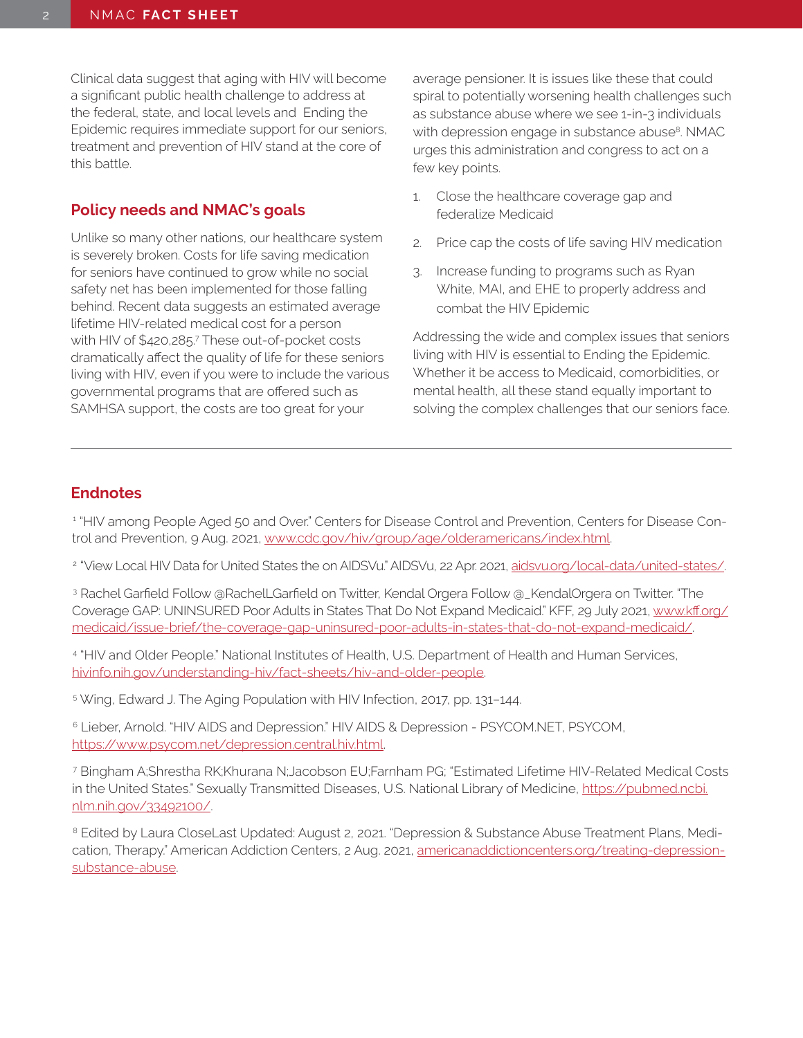Clinical data suggest that aging with HIV will become a significant public health challenge to address at the federal, state, and local levels and Ending the Epidemic requires immediate support for our seniors, treatment and prevention of HIV stand at the core of this battle.

## Policy needs and NMAC's goals

Unlike so many other nations, our healthcare system is severely broken. Costs for life saving medication for seniors have continued to grow while no social safety net has been implemented for those falling behind. Recent data suggests an estimated average lifetime HIV-related medical cost for a person with HIV of $420,285.[7] These out-of-pocket costs dramatically affect the quality of life for these seniors living with HIV, even if you were to include the various governmental programs that are offered such as SAMHSA support, the costs are too great for your average pensioner. It is issues like these that could spiral to potentially worsening health challenges such as substance abuse where we see 1-in-3 individuals with depression engage in substance abuse[8]. NMAC urges this administration and congress to act on a few key points.

1. Close the healthcare coverage gap and federalize Medicaid
2. Price cap the costs of life saving HIV medication
3. Increase funding to programs such as Ryan White, MAI, and EHE to properly address and combat the HIV Epidemic

Addressing the wide and complex issues that seniors living with HIV is essential to Ending the Epidemic. Whether it be access to Medicaid, comorbidities, or mental health, all these stand equally important to solving the complex challenges that our seniors face.

---

## Endnotes

[1] "HIV among People Aged 50 and Over." Centers for Disease Control and Prevention, Centers for Disease Control and Prevention, 9 Aug. 2021, www.cdc.gov/hiv/group/age/olderamericans/index.html.

[2] "View Local HIV Data for United States the on AIDSVu." AIDSVu, 22 Apr. 2021, aidsvu.org/local-data/united-states/.

[3] Rachel Garfield Follow @RachelLGarfield on Twitter, Kendal Orgera Follow @_KendalOrgera on Twitter. "The Coverage GAP: UNINSURED Poor Adults in States That Do Not Expand Medicaid." KFF, 29 July 2021, www.kff.org/medicaid/issue-brief/the-coverage-gap-uninsured-poor-adults-in-states-that-do-not-expand-medicaid/.

[4] "HIV and Older People." National Institutes of Health, U.S. Department of Health and Human Services, hivinfo.nih.gov/understanding-hiv/fact-sheets/hiv-and-older-people.

[5] Wing, Edward J. The Aging Population with HIV Infection, 2017, pp. 131–144.

[6] Lieber, Arnold. "HIV AIDS and Depression." HIV AIDS & Depression - PSYCOM.NET, PSYCOM, https://www.psycom.net/depression.central.hiv.html.

[7] Bingham A;Shrestha RK;Khurana N;Jacobson EU;Farnham PG; "Estimated Lifetime HIV-Related Medical Costs in the United States." Sexually Transmitted Diseases, U.S. National Library of Medicine, https://pubmed.ncbi.nlm.nih.gov/33492100/.

[8] Edited by Laura CloseLast Updated: August 2, 2021. "Depression & Substance Abuse Treatment Plans, Medication, Therapy." American Addiction Centers, 2 Aug. 2021, americanaddictioncenters.org/treating-depression-substance-abuse.